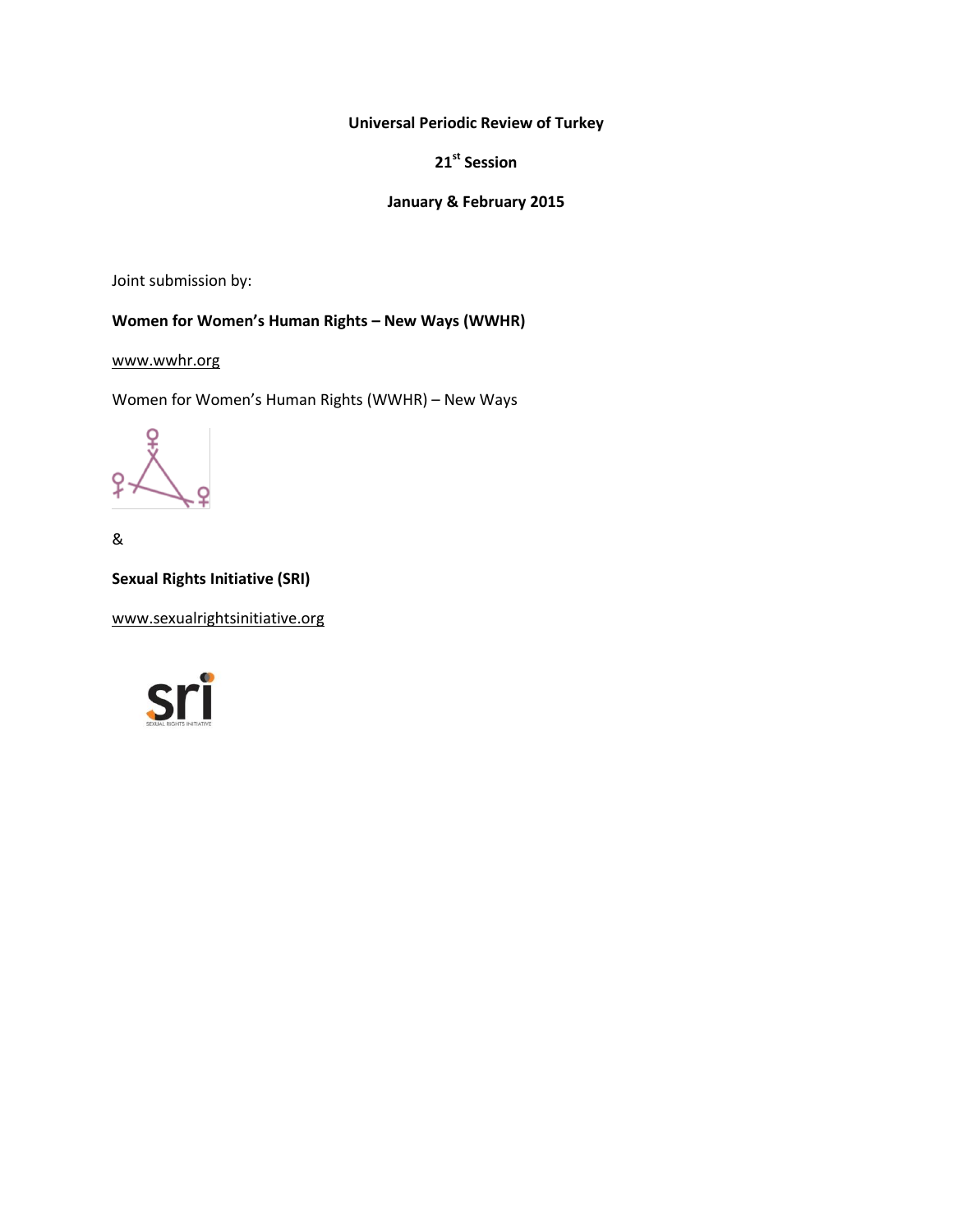**Universal Periodic Review of Turkey**

**21st Session**

**January & February 2015**

Joint submission by:

**Women for Women's Human Rights – New Ways (WWHR)**

www.wwhr.org

Women for Women's Human Rights (WWHR) – New Ways

&

**Sexual Rights Initiative (SRI)**

www.sexualrightsinitiative.org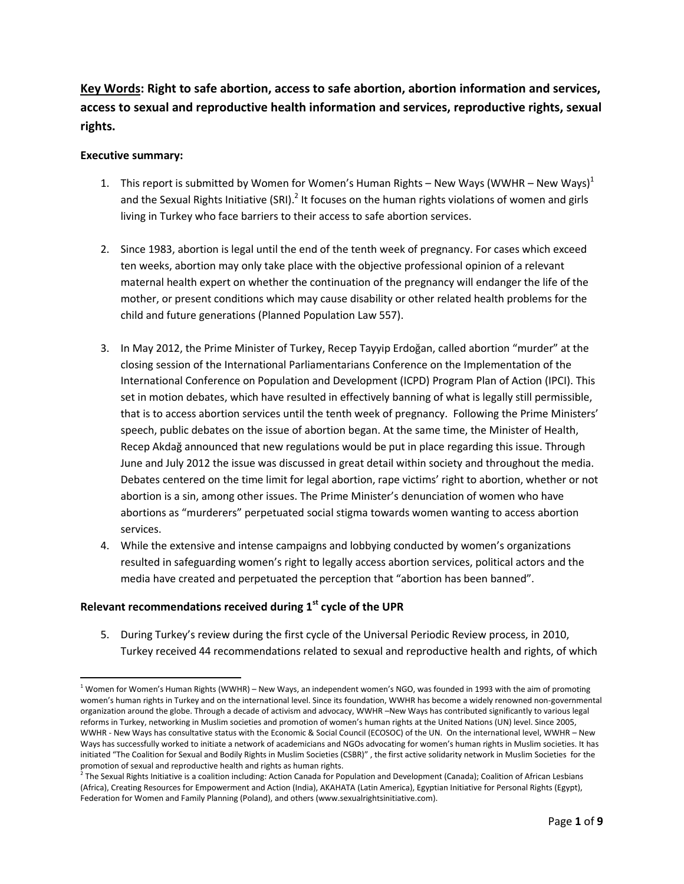**Key Words: Right to safe abortion, access to safe abortion, abortion information and services, access to sexual and reproductive health information and services, reproductive rights, sexual rights.**

**Executive summary:**

1. This report is submitted by Women for Women's Human Rights – New Ways (WWHR – New Ways)[1] and the Sexual Rights Initiative (SRI).[2] It focuses on the human rights violations of women and girls living in Turkey who face barriers to their access to safe abortion services.

2. Since 1983, abortion is legal until the end of the tenth week of pregnancy. For cases which exceed ten weeks, abortion may only take place with the objective professional opinion of a relevant maternal health expert on whether the continuation of the pregnancy will endanger the life of the mother, or present conditions which may cause disability or other related health problems for the child and future generations (Planned Population Law 557).

3. In May 2012, the Prime Minister of Turkey, Recep Tayyip Erdoğan, called abortion "murder" at the closing session of the International Parliamentarians Conference on the Implementation of the International Conference on Population and Development (ICPD) Program Plan of Action (IPCI). This set in motion debates, which have resulted in effectively banning of what is legally still permissible, that is to access abortion services until the tenth week of pregnancy. Following the Prime Ministers' speech, public debates on the issue of abortion began. At the same time, the Minister of Health, Recep Akdağ announced that new regulations would be put in place regarding this issue. Through June and July 2012 the issue was discussed in great detail within society and throughout the media. Debates centered on the time limit for legal abortion, rape victims' right to abortion, whether or not abortion is a sin, among other issues. The Prime Minister's denunciation of women who have abortions as "murderers" perpetuated social stigma towards women wanting to access abortion services.

4. While the extensive and intense campaigns and lobbying conducted by women's organizations resulted in safeguarding women's right to legally access abortion services, political actors and the media have created and perpetuated the perception that "abortion has been banned".

**Relevant recommendations received during 1st cycle of the UPR**

5. During Turkey's review during the first cycle of the Universal Periodic Review process, in 2010, Turkey received 44 recommendations related to sexual and reproductive health and rights, of which

---

[1] Women for Women's Human Rights (WWHR) – New Ways, an independent women's NGO, was founded in 1993 with the aim of promoting women's human rights in Turkey and on the international level. Since its foundation, WWHR has become a widely renowned non-governmental organization around the globe. Through a decade of activism and advocacy, WWHR –New Ways has contributed significantly to various legal reforms in Turkey, networking in Muslim societies and promotion of women's human rights at the United Nations (UN) level. Since 2005, WWHR - New Ways has consultative status with the Economic & Social Council (ECOSOC) of the UN. On the international level, WWHR – New Ways has successfully worked to initiate a network of academicians and NGOs advocating for women's human rights in Muslim societies. It has initiated "The Coalition for Sexual and Bodily Rights in Muslim Societies (CSBR)" , the first active solidarity network in Muslim Societies for the promotion of sexual and reproductive health and rights as human rights.

[2] The Sexual Rights Initiative is a coalition including: Action Canada for Population and Development (Canada); Coalition of African Lesbians (Africa), Creating Resources for Empowerment and Action (India), AKAHATA (Latin America), Egyptian Initiative for Personal Rights (Egypt), Federation for Women and Family Planning (Poland), and others (www.sexualrightsinitiative.com).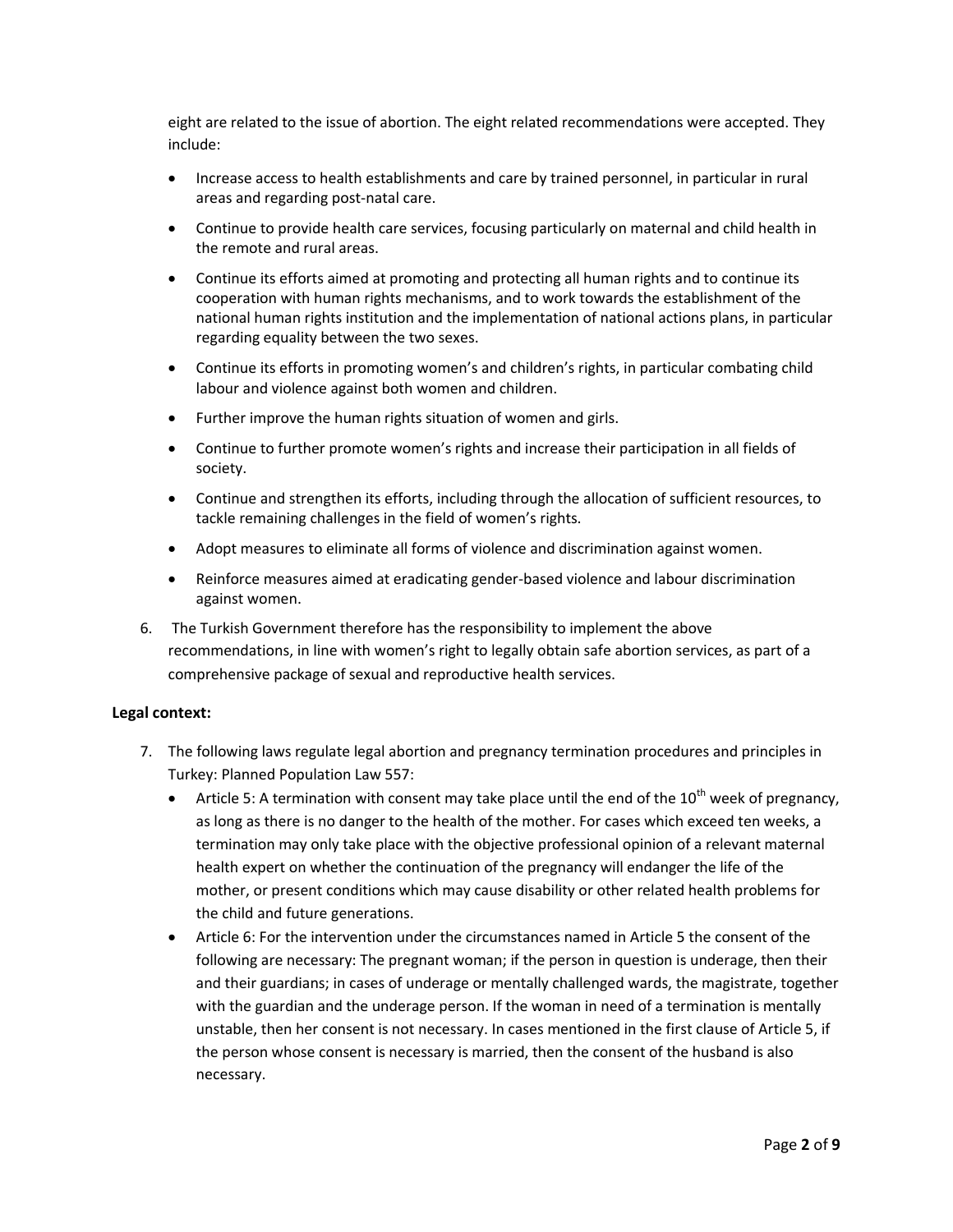eight are related to the issue of abortion. The eight related recommendations were accepted. They include:

- Increase access to health establishments and care by trained personnel, in particular in rural areas and regarding post-natal care.
- Continue to provide health care services, focusing particularly on maternal and child health in the remote and rural areas.
- Continue its efforts aimed at promoting and protecting all human rights and to continue its cooperation with human rights mechanisms, and to work towards the establishment of the national human rights institution and the implementation of national actions plans, in particular regarding equality between the two sexes.
- Continue its efforts in promoting women's and children's rights, in particular combating child labour and violence against both women and children.
- Further improve the human rights situation of women and girls.
- Continue to further promote women's rights and increase their participation in all fields of society.
- Continue and strengthen its efforts, including through the allocation of sufficient resources, to tackle remaining challenges in the field of women's rights.
- Adopt measures to eliminate all forms of violence and discrimination against women.
- Reinforce measures aimed at eradicating gender-based violence and labour discrimination against women.

6. The Turkish Government therefore has the responsibility to implement the above recommendations, in line with women's right to legally obtain safe abortion services, as part of a comprehensive package of sexual and reproductive health services.

**Legal context:**

7. The following laws regulate legal abortion and pregnancy termination procedures and principles in Turkey: Planned Population Law 557:
   - Article 5: A termination with consent may take place until the end of the 10th week of pregnancy, as long as there is no danger to the health of the mother. For cases which exceed ten weeks, a termination may only take place with the objective professional opinion of a relevant maternal health expert on whether the continuation of the pregnancy will endanger the life of the mother, or present conditions which may cause disability or other related health problems for the child and future generations.
   - Article 6: For the intervention under the circumstances named in Article 5 the consent of the following are necessary: The pregnant woman; if the person in question is underage, then their and their guardians; in cases of underage or mentally challenged wards, the magistrate, together with the guardian and the underage person. If the woman in need of a termination is mentally unstable, then her consent is not necessary. In cases mentioned in the first clause of Article 5, if the person whose consent is necessary is married, then the consent of the husband is also necessary.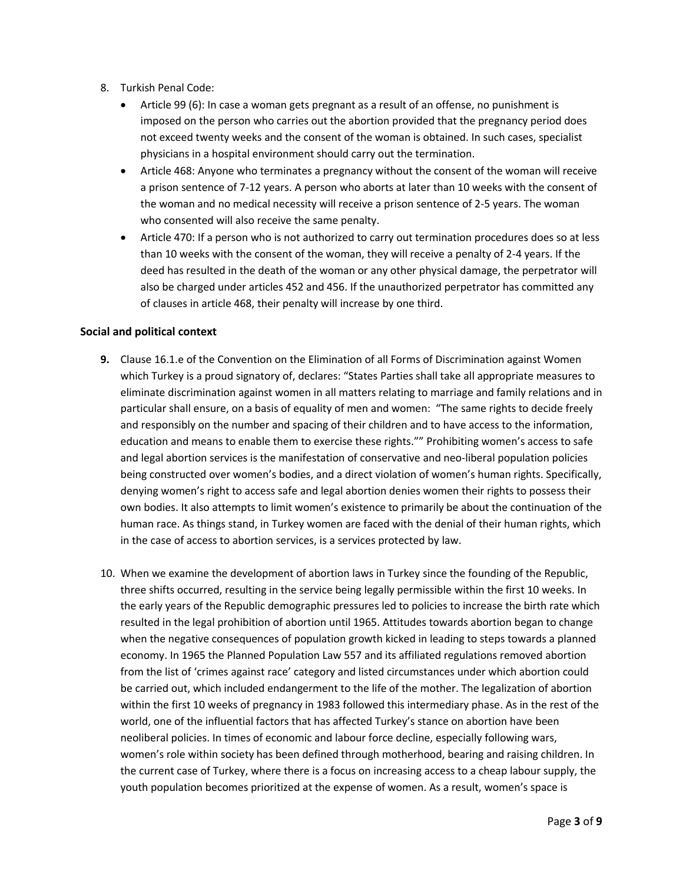8. Turkish Penal Code:
   - Article 99 (6): In case a woman gets pregnant as a result of an offense, no punishment is imposed on the person who carries out the abortion provided that the pregnancy period does not exceed twenty weeks and the consent of the woman is obtained. In such cases, specialist physicians in a hospital environment should carry out the termination.
   - Article 468: Anyone who terminates a pregnancy without the consent of the woman will receive a prison sentence of 7-12 years. A person who aborts at later than 10 weeks with the consent of the woman and no medical necessity will receive a prison sentence of 2-5 years. The woman who consented will also receive the same penalty.
   - Article 470: If a person who is not authorized to carry out termination procedures does so at less than 10 weeks with the consent of the woman, they will receive a penalty of 2-4 years. If the deed has resulted in the death of the woman or any other physical damage, the perpetrator will also be charged under articles 452 and 456. If the unauthorized perpetrator has committed any of clauses in article 468, their penalty will increase by one third.

### Social and political context

9. Clause 16.1.e of the Convention on the Elimination of all Forms of Discrimination against Women which Turkey is a proud signatory of, declares: "States Parties shall take all appropriate measures to eliminate discrimination against women in all matters relating to marriage and family relations and in particular shall ensure, on a basis of equality of men and women: "The same rights to decide freely and responsibly on the number and spacing of their children and to have access to the information, education and means to enable them to exercise these rights."" Prohibiting women's access to safe and legal abortion services is the manifestation of conservative and neo-liberal population policies being constructed over women's bodies, and a direct violation of women's human rights. Specifically, denying women's right to access safe and legal abortion denies women their rights to possess their own bodies. It also attempts to limit women's existence to primarily be about the continuation of the human race. As things stand, in Turkey women are faced with the denial of their human rights, which in the case of access to abortion services, is a services protected by law.

10. When we examine the development of abortion laws in Turkey since the founding of the Republic, three shifts occurred, resulting in the service being legally permissible within the first 10 weeks. In the early years of the Republic demographic pressures led to policies to increase the birth rate which resulted in the legal prohibition of abortion until 1965. Attitudes towards abortion began to change when the negative consequences of population growth kicked in leading to steps towards a planned economy. In 1965 the Planned Population Law 557 and its affiliated regulations removed abortion from the list of 'crimes against race' category and listed circumstances under which abortion could be carried out, which included endangerment to the life of the mother. The legalization of abortion within the first 10 weeks of pregnancy in 1983 followed this intermediary phase. As in the rest of the world, one of the influential factors that has affected Turkey's stance on abortion have been neoliberal policies. In times of economic and labour force decline, especially following wars, women's role within society has been defined through motherhood, bearing and raising children. In the current case of Turkey, where there is a focus on increasing access to a cheap labour supply, the youth population becomes prioritized at the expense of women. As a result, women's space is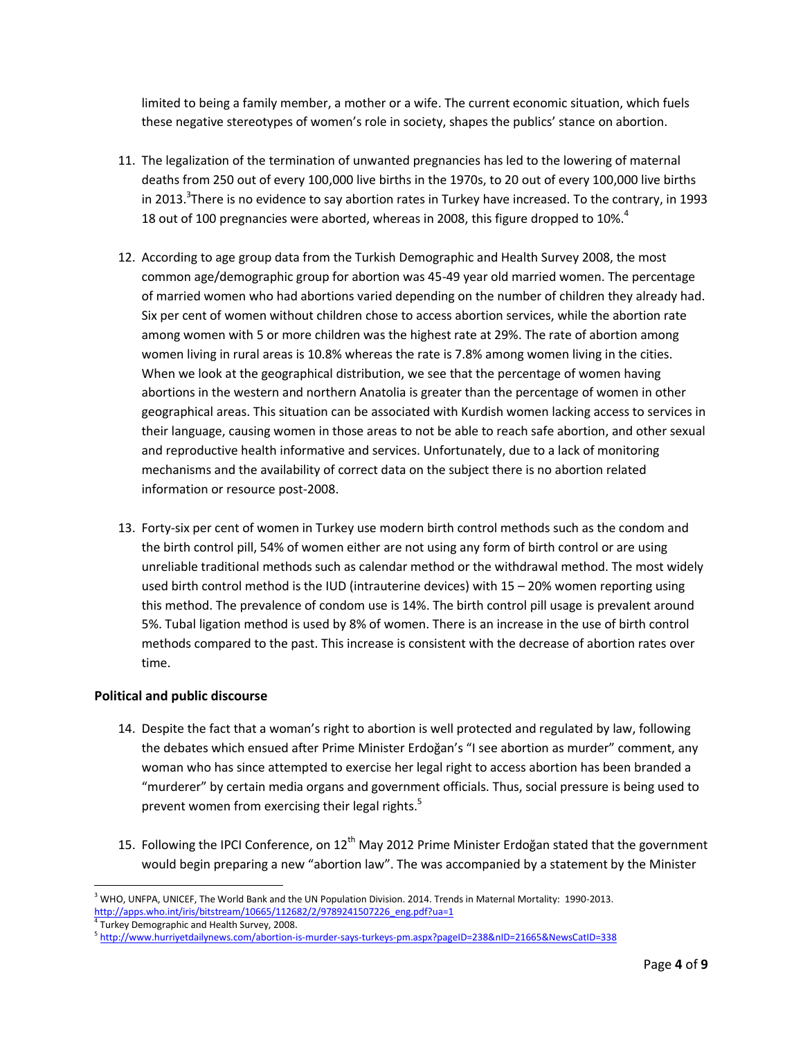limited to being a family member, a mother or a wife. The current economic situation, which fuels these negative stereotypes of women's role in society, shapes the publics' stance on abortion.

11. The legalization of the termination of unwanted pregnancies has led to the lowering of maternal deaths from 250 out of every 100,000 live births in the 1970s, to 20 out of every 100,000 live births in 2013.[3] There is no evidence to say abortion rates in Turkey have increased. To the contrary, in 1993 18 out of 100 pregnancies were aborted, whereas in 2008, this figure dropped to 10%.[4]

12. According to age group data from the Turkish Demographic and Health Survey 2008, the most common age/demographic group for abortion was 45-49 year old married women. The percentage of married women who had abortions varied depending on the number of children they already had. Six per cent of women without children chose to access abortion services, while the abortion rate among women with 5 or more children was the highest rate at 29%. The rate of abortion among women living in rural areas is 10.8% whereas the rate is 7.8% among women living in the cities. When we look at the geographical distribution, we see that the percentage of women having abortions in the western and northern Anatolia is greater than the percentage of women in other geographical areas. This situation can be associated with Kurdish women lacking access to services in their language, causing women in those areas to not be able to reach safe abortion, and other sexual and reproductive health informative and services. Unfortunately, due to a lack of monitoring mechanisms and the availability of correct data on the subject there is no abortion related information or resource post-2008.

13. Forty-six per cent of women in Turkey use modern birth control methods such as the condom and the birth control pill, 54% of women either are not using any form of birth control or are using unreliable traditional methods such as calendar method or the withdrawal method. The most widely used birth control method is the IUD (intrauterine devices) with 15 – 20% women reporting using this method. The prevalence of condom use is 14%. The birth control pill usage is prevalent around 5%. Tubal ligation method is used by 8% of women. There is an increase in the use of birth control methods compared to the past. This increase is consistent with the decrease of abortion rates over time.

## Political and public discourse

14. Despite the fact that a woman's right to abortion is well protected and regulated by law, following the debates which ensued after Prime Minister Erdoğan's "I see abortion as murder" comment, any woman who has since attempted to exercise her legal right to access abortion has been branded a "murderer" by certain media organs and government officials. Thus, social pressure is being used to prevent women from exercising their legal rights.[5]

15. Following the IPCI Conference, on 12th May 2012 Prime Minister Erdoğan stated that the government would begin preparing a new "abortion law". The was accompanied by a statement by the Minister

---

[3] WHO, UNFPA, UNICEF, The World Bank and the UN Population Division. 2014. Trends in Maternal Mortality: 1990-2013. http://apps.who.int/iris/bitstream/10665/112682/2/9789241507226_eng.pdf?ua=1

[4] Turkey Demographic and Health Survey, 2008.

[5] http://www.hurriyetdailynews.com/abortion-is-murder-says-turkeys-pm.aspx?pageID=238&nID=21665&NewsCatID=338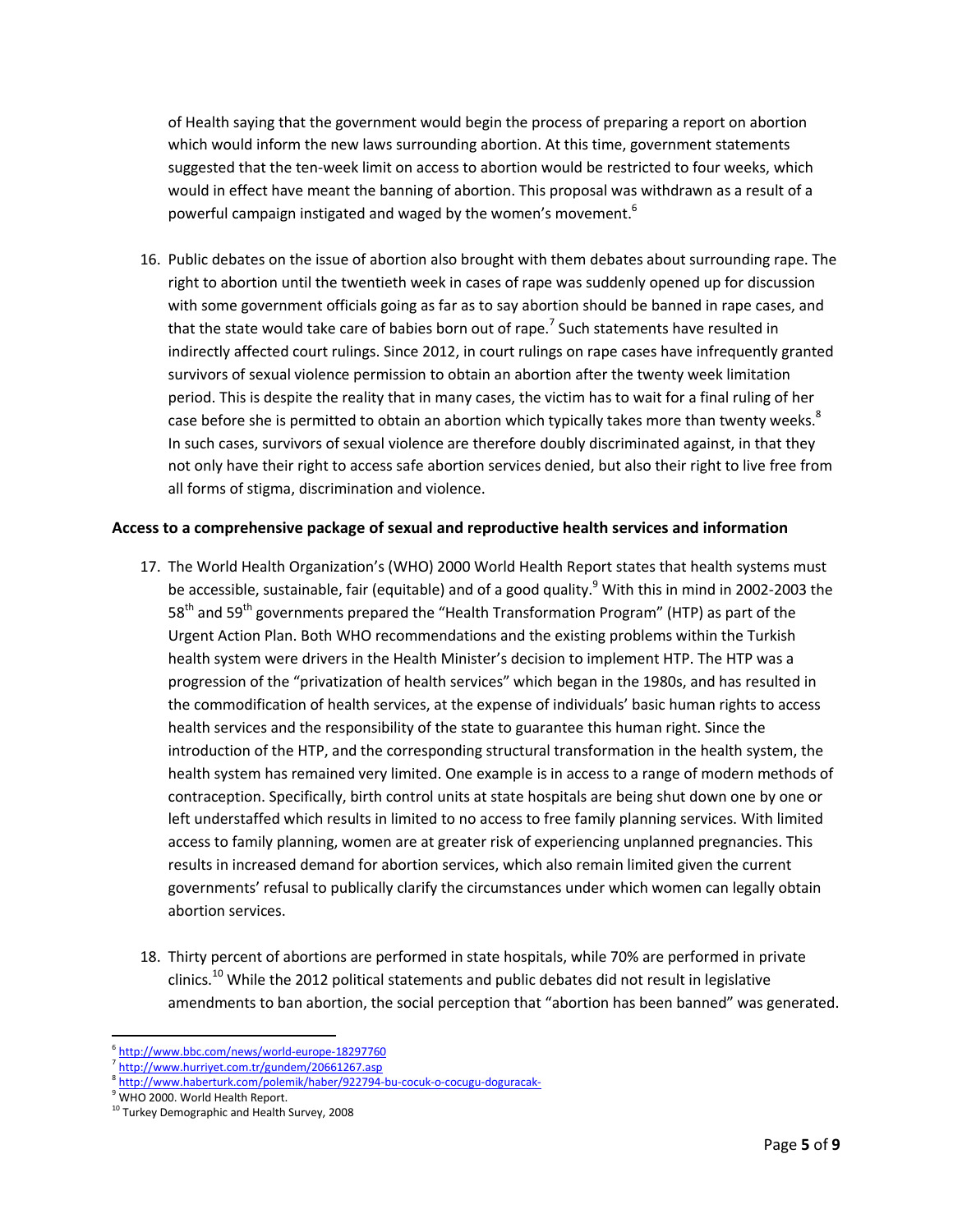of Health saying that the government would begin the process of preparing a report on abortion which would inform the new laws surrounding abortion. At this time, government statements suggested that the ten-week limit on access to abortion would be restricted to four weeks, which would in effect have meant the banning of abortion. This proposal was withdrawn as a result of a powerful campaign instigated and waged by the women's movement.[6]

16. Public debates on the issue of abortion also brought with them debates about surrounding rape. The right to abortion until the twentieth week in cases of rape was suddenly opened up for discussion with some government officials going as far as to say abortion should be banned in rape cases, and that the state would take care of babies born out of rape.[7] Such statements have resulted in indirectly affected court rulings. Since 2012, in court rulings on rape cases have infrequently granted survivors of sexual violence permission to obtain an abortion after the twenty week limitation period. This is despite the reality that in many cases, the victim has to wait for a final ruling of her case before she is permitted to obtain an abortion which typically takes more than twenty weeks.[8] In such cases, survivors of sexual violence are therefore doubly discriminated against, in that they not only have their right to access safe abortion services denied, but also their right to live free from all forms of stigma, discrimination and violence.

**Access to a comprehensive package of sexual and reproductive health services and information**

17. The World Health Organization's (WHO) 2000 World Health Report states that health systems must be accessible, sustainable, fair (equitable) and of a good quality.[9] With this in mind in 2002-2003 the 58th and 59th governments prepared the "Health Transformation Program" (HTP) as part of the Urgent Action Plan. Both WHO recommendations and the existing problems within the Turkish health system were drivers in the Health Minister's decision to implement HTP. The HTP was a progression of the "privatization of health services" which began in the 1980s, and has resulted in the commodification of health services, at the expense of individuals' basic human rights to access health services and the responsibility of the state to guarantee this human right. Since the introduction of the HTP, and the corresponding structural transformation in the health system, the health system has remained very limited. One example is in access to a range of modern methods of contraception. Specifically, birth control units at state hospitals are being shut down one by one or left understaffed which results in limited to no access to free family planning services. With limited access to family planning, women are at greater risk of experiencing unplanned pregnancies. This results in increased demand for abortion services, which also remain limited given the current governments' refusal to publically clarify the circumstances under which women can legally obtain abortion services.

18. Thirty percent of abortions are performed in state hospitals, while 70% are performed in private clinics.[10] While the 2012 political statements and public debates did not result in legislative amendments to ban abortion, the social perception that "abortion has been banned" was generated.

---

[6] http://www.bbc.com/news/world-europe-18297760
[7] http://www.hurriyet.com.tr/gundem/20661267.asp
[8] http://www.haberturk.com/polemik/haber/922794-bu-cocuk-o-cocugu-doguracak-
[9] WHO 2000. World Health Report.
[10] Turkey Demographic and Health Survey, 2008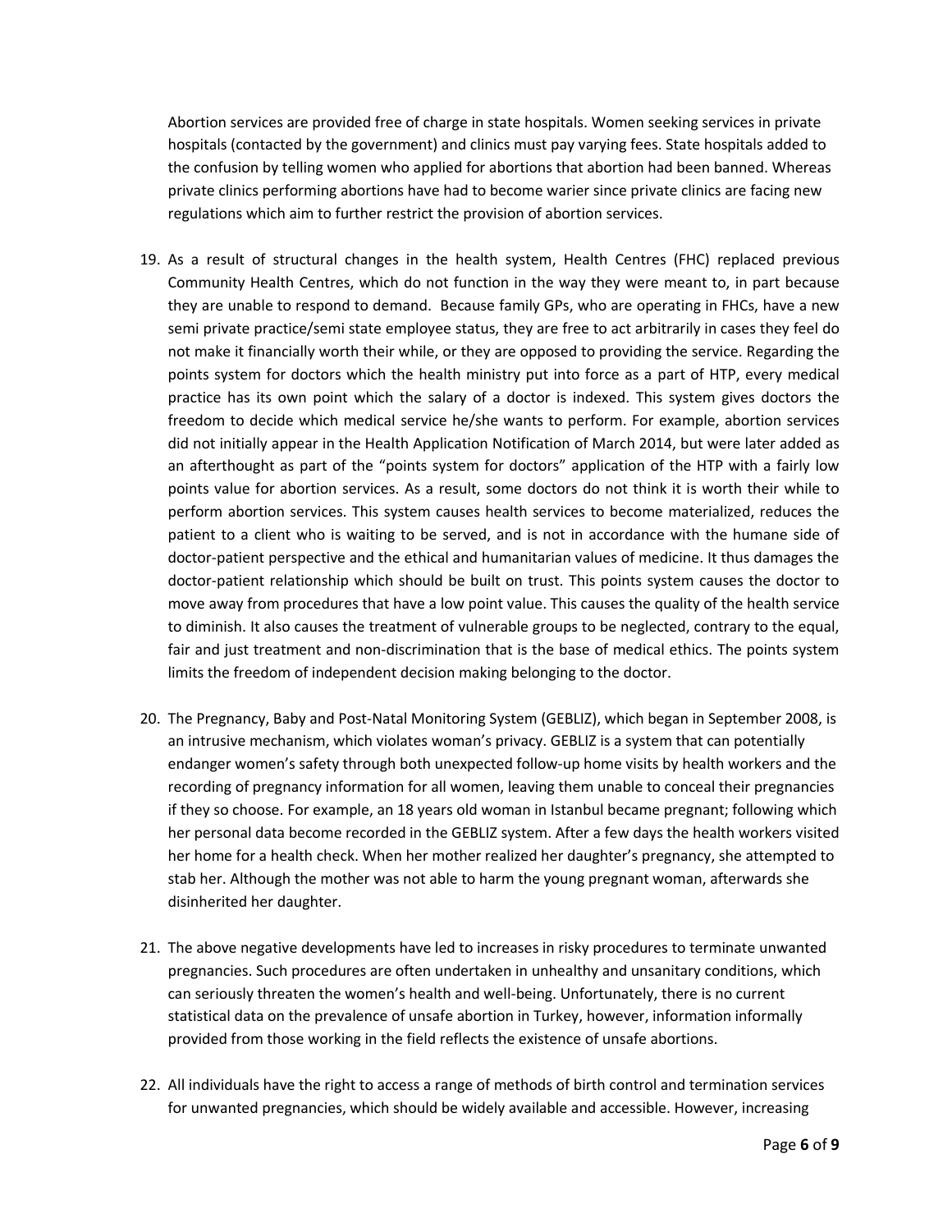Abortion services are provided free of charge in state hospitals. Women seeking services in private hospitals (contacted by the government) and clinics must pay varying fees. State hospitals added to the confusion by telling women who applied for abortions that abortion had been banned. Whereas private clinics performing abortions have had to become warier since private clinics are facing new regulations which aim to further restrict the provision of abortion services.

19. As a result of structural changes in the health system, Health Centres (FHC) replaced previous Community Health Centres, which do not function in the way they were meant to, in part because they are unable to respond to demand. Because family GPs, who are operating in FHCs, have a new semi private practice/semi state employee status, they are free to act arbitrarily in cases they feel do not make it financially worth their while, or they are opposed to providing the service. Regarding the points system for doctors which the health ministry put into force as a part of HTP, every medical practice has its own point which the salary of a doctor is indexed. This system gives doctors the freedom to decide which medical service he/she wants to perform. For example, abortion services did not initially appear in the Health Application Notification of March 2014, but were later added as an afterthought as part of the "points system for doctors" application of the HTP with a fairly low points value for abortion services. As a result, some doctors do not think it is worth their while to perform abortion services. This system causes health services to become materialized, reduces the patient to a client who is waiting to be served, and is not in accordance with the humane side of doctor-patient perspective and the ethical and humanitarian values of medicine. It thus damages the doctor-patient relationship which should be built on trust. This points system causes the doctor to move away from procedures that have a low point value. This causes the quality of the health service to diminish. It also causes the treatment of vulnerable groups to be neglected, contrary to the equal, fair and just treatment and non-discrimination that is the base of medical ethics. The points system limits the freedom of independent decision making belonging to the doctor.

20. The Pregnancy, Baby and Post-Natal Monitoring System (GEBLIZ), which began in September 2008, is an intrusive mechanism, which violates woman's privacy. GEBLIZ is a system that can potentially endanger women's safety through both unexpected follow-up home visits by health workers and the recording of pregnancy information for all women, leaving them unable to conceal their pregnancies if they so choose. For example, an 18 years old woman in Istanbul became pregnant; following which her personal data become recorded in the GEBLIZ system. After a few days the health workers visited her home for a health check. When her mother realized her daughter's pregnancy, she attempted to stab her. Although the mother was not able to harm the young pregnant woman, afterwards she disinherited her daughter.

21. The above negative developments have led to increases in risky procedures to terminate unwanted pregnancies. Such procedures are often undertaken in unhealthy and unsanitary conditions, which can seriously threaten the women's health and well-being. Unfortunately, there is no current statistical data on the prevalence of unsafe abortion in Turkey, however, information informally provided from those working in the field reflects the existence of unsafe abortions.

22. All individuals have the right to access a range of methods of birth control and termination services for unwanted pregnancies, which should be widely available and accessible. However, increasing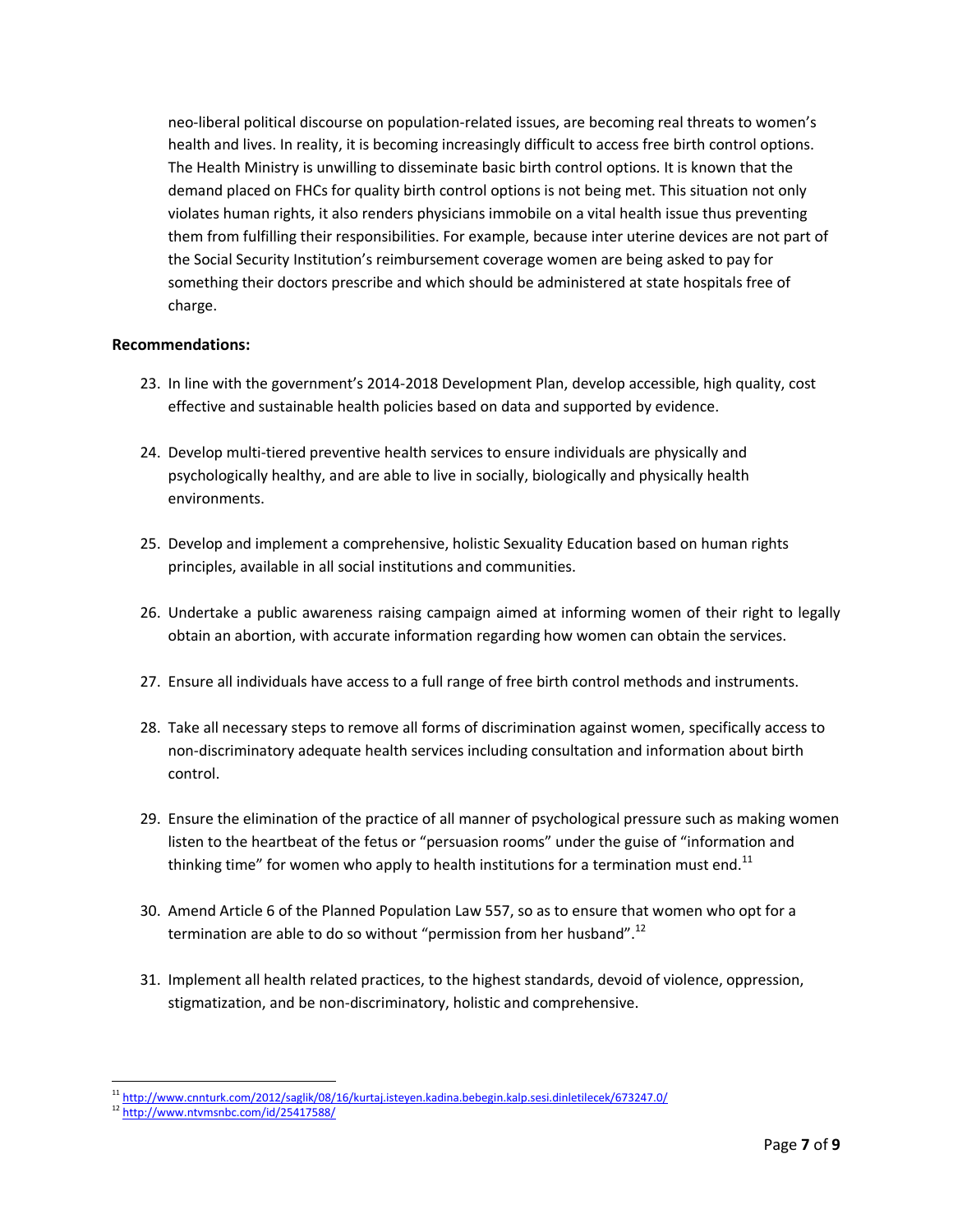neo-liberal political discourse on population-related issues, are becoming real threats to women's health and lives. In reality, it is becoming increasingly difficult to access free birth control options. The Health Ministry is unwilling to disseminate basic birth control options. It is known that the demand placed on FHCs for quality birth control options is not being met. This situation not only violates human rights, it also renders physicians immobile on a vital health issue thus preventing them from fulfilling their responsibilities. For example, because inter uterine devices are not part of the Social Security Institution's reimbursement coverage women are being asked to pay for something their doctors prescribe and which should be administered at state hospitals free of charge.

**Recommendations:**

23. In line with the government's 2014-2018 Development Plan, develop accessible, high quality, cost effective and sustainable health policies based on data and supported by evidence.

24. Develop multi-tiered preventive health services to ensure individuals are physically and psychologically healthy, and are able to live in socially, biologically and physically health environments.

25. Develop and implement a comprehensive, holistic Sexuality Education based on human rights principles, available in all social institutions and communities.

26. Undertake a public awareness raising campaign aimed at informing women of their right to legally obtain an abortion, with accurate information regarding how women can obtain the services.

27. Ensure all individuals have access to a full range of free birth control methods and instruments.

28. Take all necessary steps to remove all forms of discrimination against women, specifically access to non-discriminatory adequate health services including consultation and information about birth control.

29. Ensure the elimination of the practice of all manner of psychological pressure such as making women listen to the heartbeat of the fetus or "persuasion rooms" under the guise of "information and thinking time" for women who apply to health institutions for a termination must end.[11]

30. Amend Article 6 of the Planned Population Law 557, so as to ensure that women who opt for a termination are able to do so without "permission from her husband".[12]

31. Implement all health related practices, to the highest standards, devoid of violence, oppression, stigmatization, and be non-discriminatory, holistic and comprehensive.

---

[11] http://www.cnnturk.com/2012/saglik/08/16/kurtaj.isteyen.kadina.bebegin.kalp.sesi.dinletilecek/673247.0/

[12] http://www.ntvmsnbc.com/id/25417588/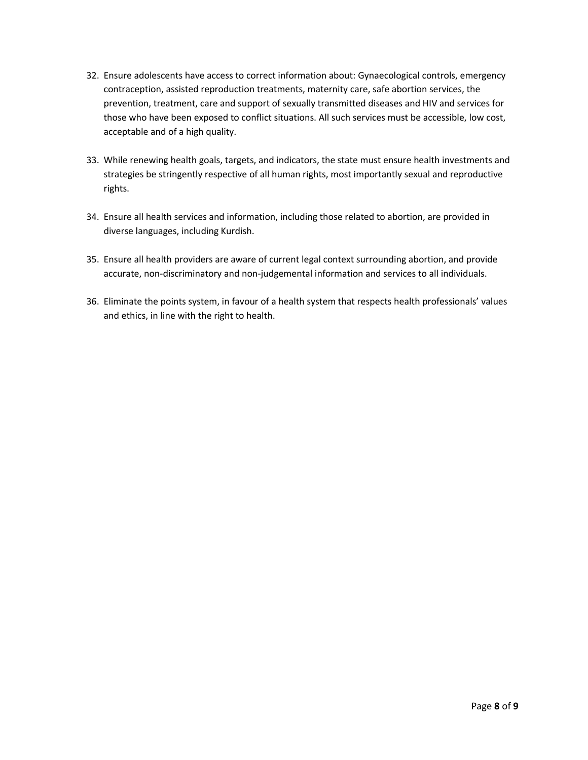32. Ensure adolescents have access to correct information about: Gynaecological controls, emergency contraception, assisted reproduction treatments, maternity care, safe abortion services, the prevention, treatment, care and support of sexually transmitted diseases and HIV and services for those who have been exposed to conflict situations. All such services must be accessible, low cost, acceptable and of a high quality.

33. While renewing health goals, targets, and indicators, the state must ensure health investments and strategies be stringently respective of all human rights, most importantly sexual and reproductive rights.

34. Ensure all health services and information, including those related to abortion, are provided in diverse languages, including Kurdish.

35. Ensure all health providers are aware of current legal context surrounding abortion, and provide accurate, non-discriminatory and non-judgemental information and services to all individuals.

36. Eliminate the points system, in favour of a health system that respects health professionals' values and ethics, in line with the right to health.